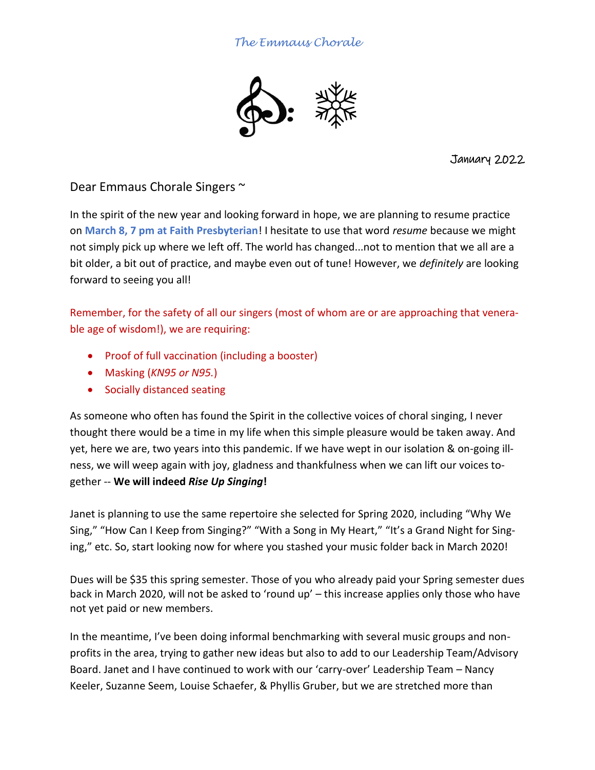*The Emmaus Chorale*

January 2022

Dear Emmaus Chorale Singers ~

In the spirit of the new year and looking forward in hope, we are planning to resume practice on **March 8, 7 pm at Faith Presbyterian**! I hesitate to use that word *resume* because we might not simply pick up where we left off. The world has changed...not to mention that we all are a bit older, a bit out of practice, and maybe even out of tune! However, we *definitely* are looking forward to seeing you all!

Remember, for the safety of all our singers (most of whom are or are approaching that venerable age of wisdom!), we are requiring:

- Proof of full vaccination (including a booster)
- Masking (*KN95 or N95.*)
- Socially distanced seating

As someone who often has found the Spirit in the collective voices of choral singing, I never thought there would be a time in my life when this simple pleasure would be taken away. And yet, here we are, two years into this pandemic. If we have wept in our isolation & on-going illness, we will weep again with joy, gladness and thankfulness when we can lift our voices together -- **We will indeed *Rise Up Singing*!**

Janet is planning to use the same repertoire she selected for Spring 2020, including "Why We Sing," "How Can I Keep from Singing?" "With a Song in My Heart," "It's a Grand Night for Singing," etc. So, start looking now for where you stashed your music folder back in March 2020!

Dues will be $35 this spring semester. Those of you who already paid your Spring semester dues back in March 2020, will not be asked to 'round up' – this increase applies only those who have not yet paid or new members.

In the meantime, I've been doing informal benchmarking with several music groups and nonprofits in the area, trying to gather new ideas but also to add to our Leadership Team/Advisory Board. Janet and I have continued to work with our 'carry-over' Leadership Team – Nancy Keeler, Suzanne Seem, Louise Schaefer, & Phyllis Gruber, but we are stretched more than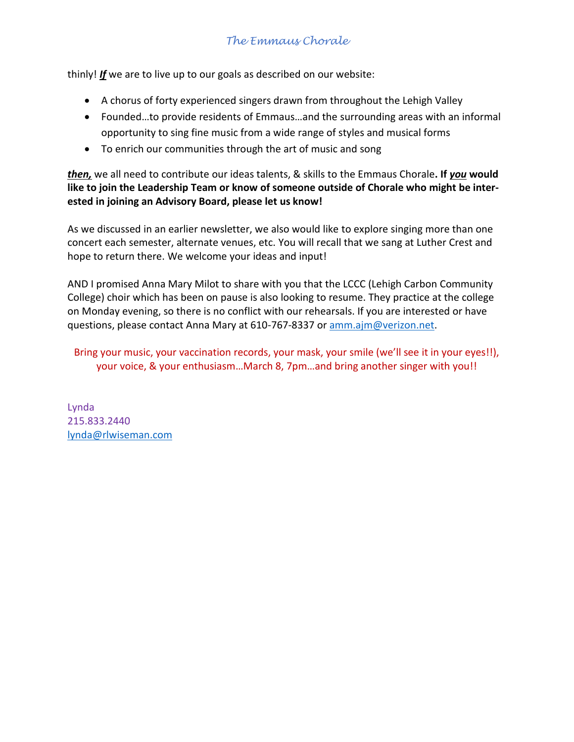thinly! ***If*** we are to live up to our goals as described on our website:

- A chorus of forty experienced singers drawn from throughout the Lehigh Valley
- Founded…to provide residents of Emmaus…and the surrounding areas with an informal opportunity to sing fine music from a wide range of styles and musical forms
- To enrich our communities through the art of music and song

***then,*** we all need to contribute our ideas talents, & skills to the Emmaus Chorale**. If *you* would like to join the Leadership Team or know of someone outside of Chorale who might be interested in joining an Advisory Board, please let us know!**

As we discussed in an earlier newsletter, we also would like to explore singing more than one concert each semester, alternate venues, etc. You will recall that we sang at Luther Crest and hope to return there. We welcome your ideas and input!

AND I promised Anna Mary Milot to share with you that the LCCC (Lehigh Carbon Community College) choir which has been on pause is also looking to resume. They practice at the college on Monday evening, so there is no conflict with our rehearsals. If you are interested or have questions, please contact Anna Mary at 610-767-8337 or amm.ajm@verizon.net.

Bring your music, your vaccination records, your mask, your smile (we'll see it in your eyes!!), your voice, & your enthusiasm…March 8, 7pm…and bring another singer with you!!

Lynda
215.833.2440
lynda@rlwiseman.com